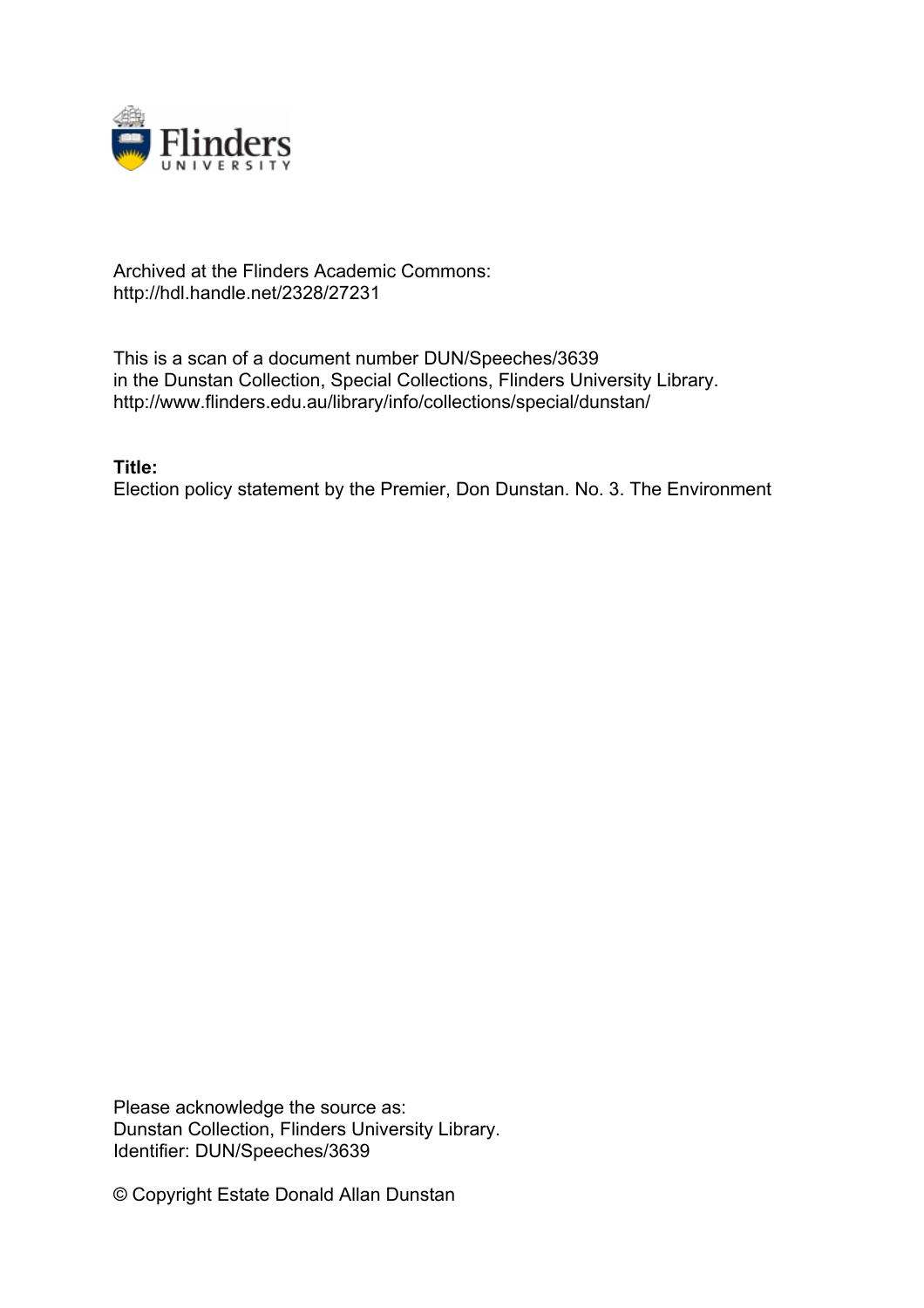Archived at the Flinders Academic Commons:
http://hdl.handle.net/2328/27231

This is a scan of a document number DUN/Speeches/3639
in the Dunstan Collection, Special Collections, Flinders University Library.
http://www.flinders.edu.au/library/info/collections/special/dunstan/

**Title:**
Election policy statement by the Premier, Don Dunstan. No. 3. The Environment

Please acknowledge the source as:
Dunstan Collection, Flinders University Library.
Identifier: DUN/Speeches/3639

© Copyright Estate Donald Allan Dunstan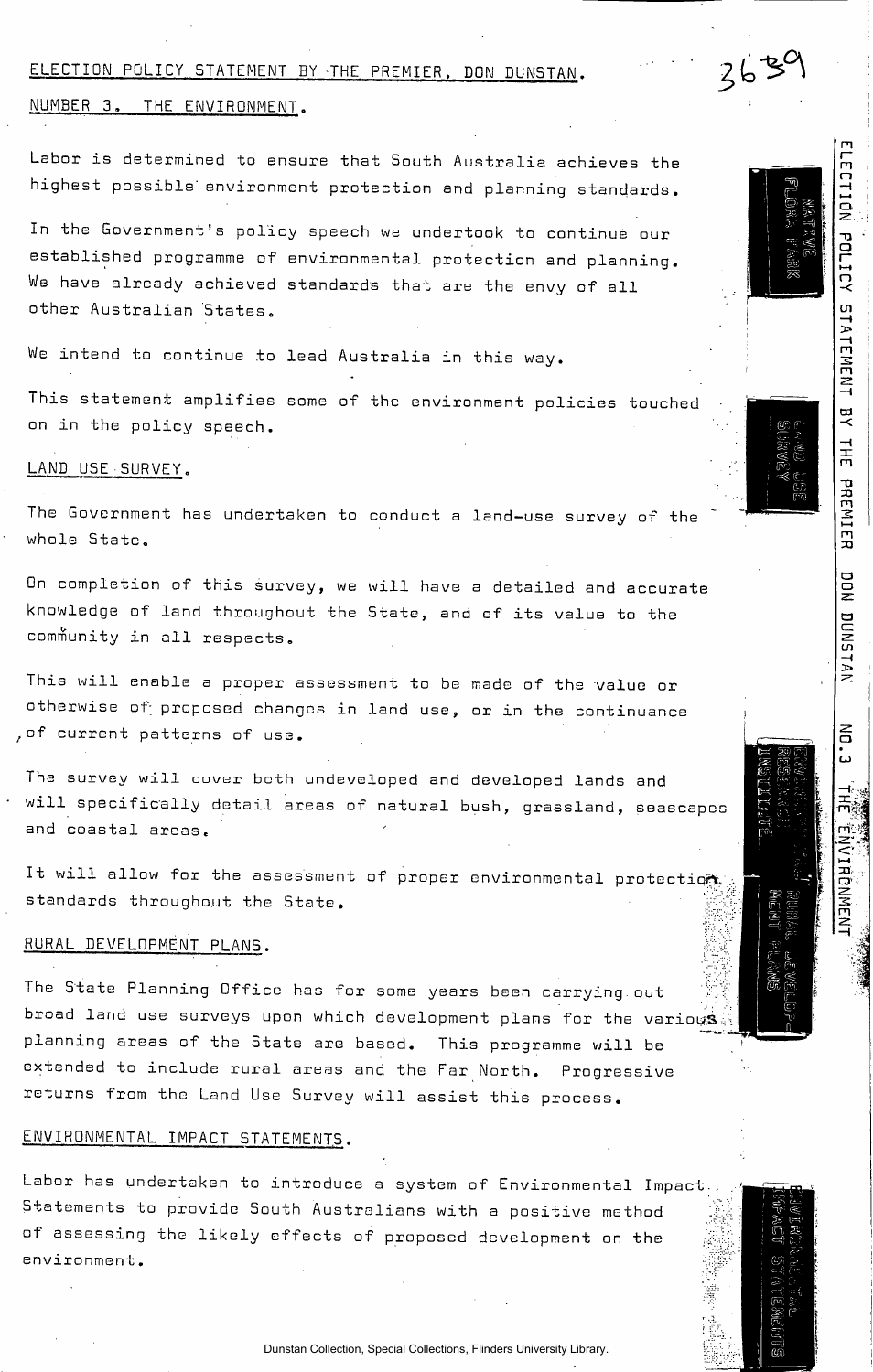ELECTION POLICY STATEMENT BY THE PREMIER, DON DUNSTAN.

NUMBER 3. THE ENVIRONMENT.

Labor is determined to ensure that South Australia achieves the highest possible environment protection and planning standards.

In the Government's policy speech we undertook to continue our established programme of environmental protection and planning. We have already achieved standards that are the envy of all other Australian States.

We intend to continue to lead Australia in this way.

This statement amplifies some of the environment policies touched on in the policy speech.

## LAND USE SURVEY.

The Government has undertaken to conduct a land-use survey of the whole State.

On completion of this survey, we will have a detailed and accurate knowledge of land throughout the State, and of its value to the community in all respects.

This will enable a proper assessment to be made of the value or otherwise of proposed changes in land use, or in the continuance of current patterns of use.

The survey will cover both undeveloped and developed lands and will specifically detail areas of natural bush, grassland, seascapes and coastal areas.

It will allow for the assessment of proper environmental protection standards throughout the State.

## RURAL DEVELOPMENT PLANS.

The State Planning Office has for some years been carrying out broad land use surveys upon which development plans for the various planning areas of the State are based. This programme will be extended to include rural areas and the Far North. Progressive returns from the Land Use Survey will assist this process.

## ENVIRONMENTAL IMPACT STATEMENTS.

Labor has undertaken to introduce a system of Environmental Impact Statements to provide South Australians with a positive method of assessing the likely effects of proposed development on the environment.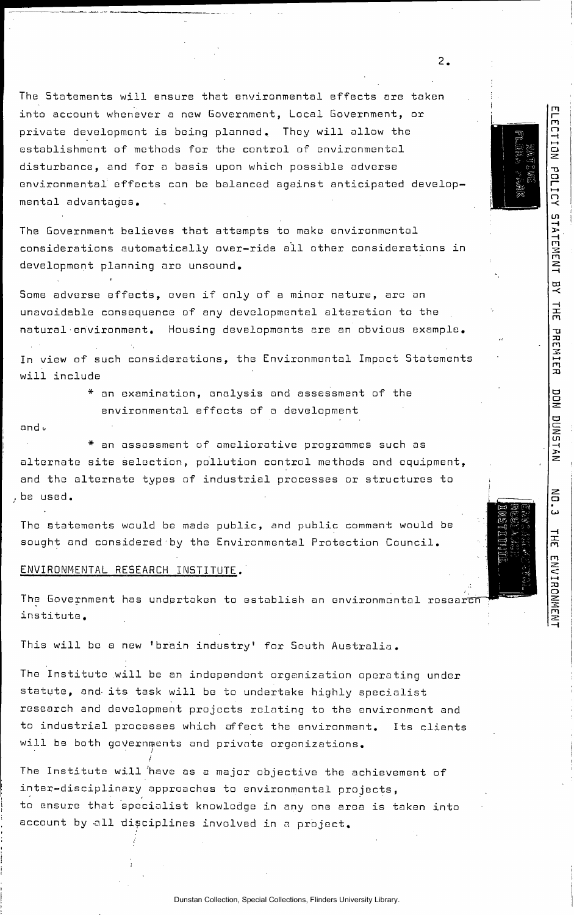The Statements will ensure that environmental effects are taken into account whenever a new Government, Local Government, or private development is being planned. They will allow the establishment of methods for the control of environmental disturbance, and for a basis upon which possible adverse environmental effects can be balanced against anticipated developmental advantages.

The Government believes that attempts to make environmental considerations automatically over-ride all other considerations in development planning are unsound.

Some adverse effects, even if only of a minor nature, are an unavoidable consequence of any developmental alteration to the natural environment. Housing developments are an obvious example.

In view of such considerations, the Environmental Impact Statements will include

* an examination, analysis and assessment of the environmental effects of a development

and.

* an assessment of ameliorative programmes such as alternate site selection, pollution control methods and equipment, and the alternate types of industrial processes or structures to be used.

The statements would be made public, and public comment would be sought and considered by the Environmental Protection Council.

## ENVIRONMENTAL RESEARCH INSTITUTE.

The Government has undertaken to establish an environmental research institute.

This will be a new 'brain industry' for South Australia.

The Institute will be an independent organization operating under statute, and its task will be to undertake highly specialist research and development projects relating to the environment and to industrial processes which affect the environment. Its clients will be both governments and private organizations.

The Institute will have as a major objective the achievement of inter-disciplinary approaches to environmental projects, to ensure that specialist knowledge in any one area is taken into account by all disciplines involved in a project.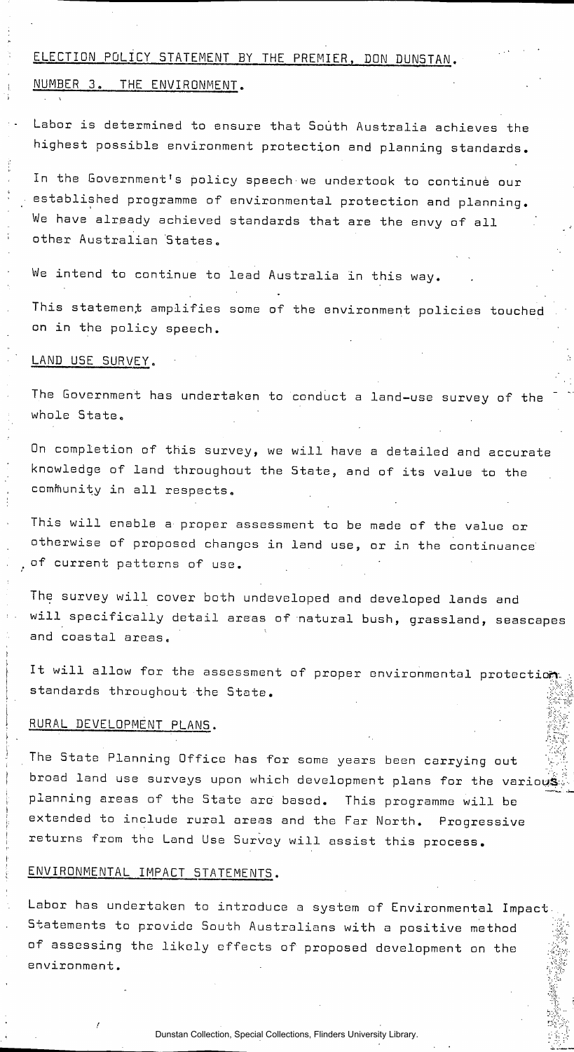ELECTION POLICY STATEMENT BY THE PREMIER, DON DUNSTAN.

NUMBER 3. THE ENVIRONMENT.

Labor is determined to ensure that South Australia achieves the highest possible environment protection and planning standards.

In the Government's policy speech we undertook to continue our established programme of environmental protection and planning. We have already achieved standards that are the envy of all other Australian States.

We intend to continue to lead Australia in this way.

This statement amplifies some of the environment policies touched on in the policy speech.

## LAND USE SURVEY.

The Government has undertaken to conduct a land-use survey of the whole State.

On completion of this survey, we will have a detailed and accurate knowledge of land throughout the State, and of its value to the community in all respects.

This will enable a proper assessment to be made of the value or otherwise of proposed changes in land use, or in the continuance of current patterns of use.

The survey will cover both undeveloped and developed lands and will specifically detail areas of natural bush, grassland, seascapes and coastal areas.

It will allow for the assessment of proper environmental protection standards throughout the State.

## RURAL DEVELOPMENT PLANS.

The State Planning Office has for some years been carrying out broad land use surveys upon which development plans for the various planning areas of the State are based. This programme will be extended to include rural areas and the Far North. Progressive returns from the Land Use Survey will assist this process.

## ENVIRONMENTAL IMPACT STATEMENTS.

Labor has undertaken to introduce a system of Environmental Impact Statements to provide South Australians with a positive method of assessing the likely effects of proposed development on the environment.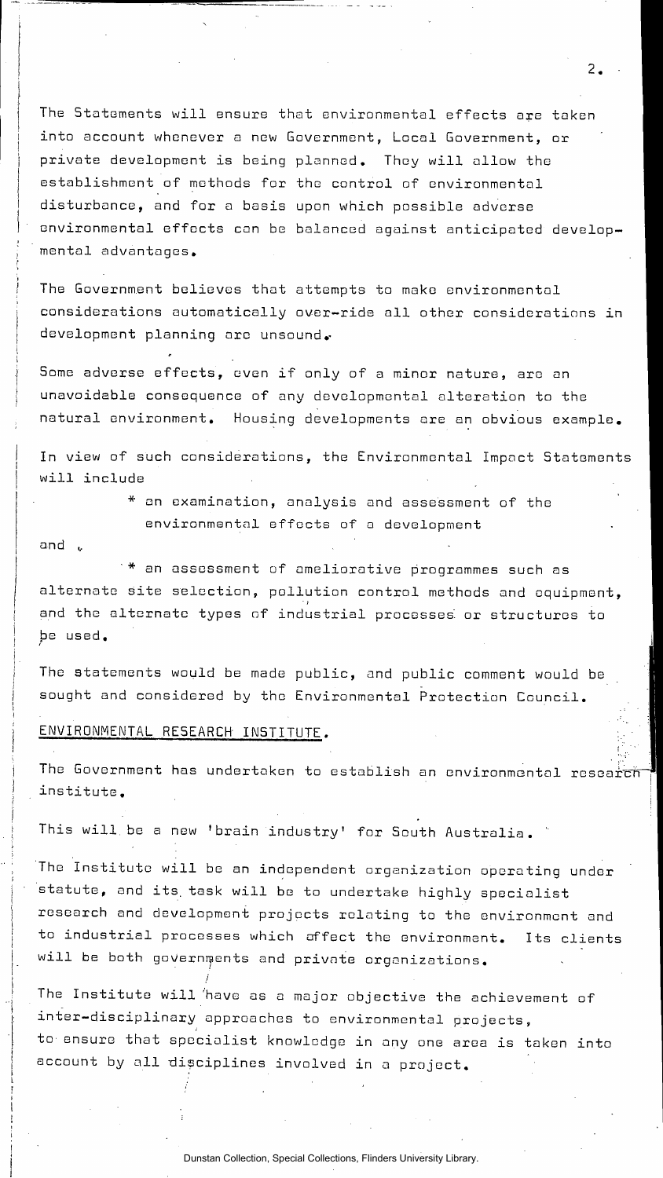The Statements will ensure that environmental effects are taken into account whenever a new Government, Local Government, or private development is being planned. They will allow the establishment of methods for the control of environmental disturbance, and for a basis upon which possible adverse environmental effects can be balanced against anticipated developmental advantages.

The Government believes that attempts to make environmental considerations automatically over-ride all other considerations in development planning are unsound.

Some adverse effects, even if only of a minor nature, are an unavoidable consequence of any developmental alteration to the natural environment. Housing developments are an obvious example.

In view of such considerations, the Environmental Impact Statements will include

* an examination, analysis and assessment of the environmental effects of a development

and

* an assessment of ameliorative programmes such as alternate site selection, pollution control methods and equipment, and the alternate types of industrial processes or structures to be used.

The statements would be made public, and public comment would be sought and considered by the Environmental Protection Council.

ENVIRONMENTAL RESEARCH INSTITUTE.

The Government has undertaken to establish an environmental research institute.

This will be a new 'brain industry' for South Australia.

The Institute will be an independent organization operating under statute, and its task will be to undertake highly specialist research and development projects relating to the environment and to industrial processes which affect the environment. Its clients will be both governments and private organizations.

The Institute will have as a major objective the achievement of inter-disciplinary approaches to environmental projects, to ensure that specialist knowledge in any one area is taken into account by all disciplines involved in a project.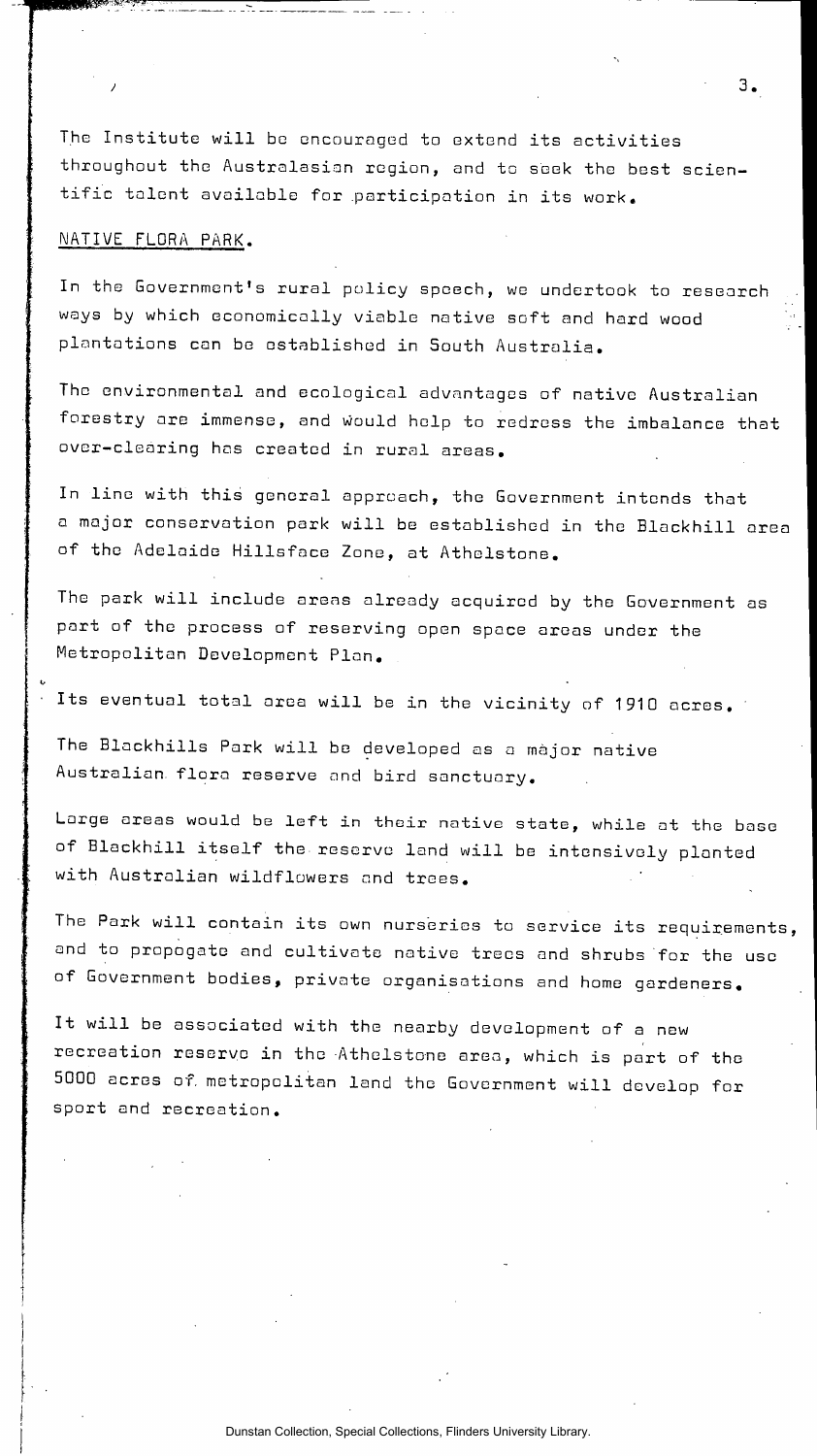The Institute will be encouraged to extend its activities throughout the Australasian region, and to seek the best scientific talent available for participation in its work.

NATIVE FLORA PARK.

In the Government's rural policy speech, we undertook to research ways by which economically viable native soft and hard wood plantations can be established in South Australia.

The environmental and ecological advantages of native Australian forestry are immense, and would help to redress the imbalance that over-clearing has created in rural areas.

In line with this general approach, the Government intends that a major conservation park will be established in the Blackhill area of the Adelaide Hillsface Zone, at Athelstone.

The park will include areas already acquired by the Government as part of the process of reserving open space areas under the Metropolitan Development Plan.

Its eventual total area will be in the vicinity of 1910 acres.

The Blackhills Park will be developed as a major native Australian flora reserve and bird sanctuary.

Large areas would be left in their native state, while at the base of Blackhill itself the reserve land will be intensively planted with Australian wildflowers and trees.

The Park will contain its own nurseries to service its requirements, and to propogate and cultivate native trees and shrubs for the use of Government bodies, private organisations and home gardeners.

It will be associated with the nearby development of a new recreation reserve in the Athelstone area, which is part of the 5000 acres of metropolitan land the Government will develop for sport and recreation.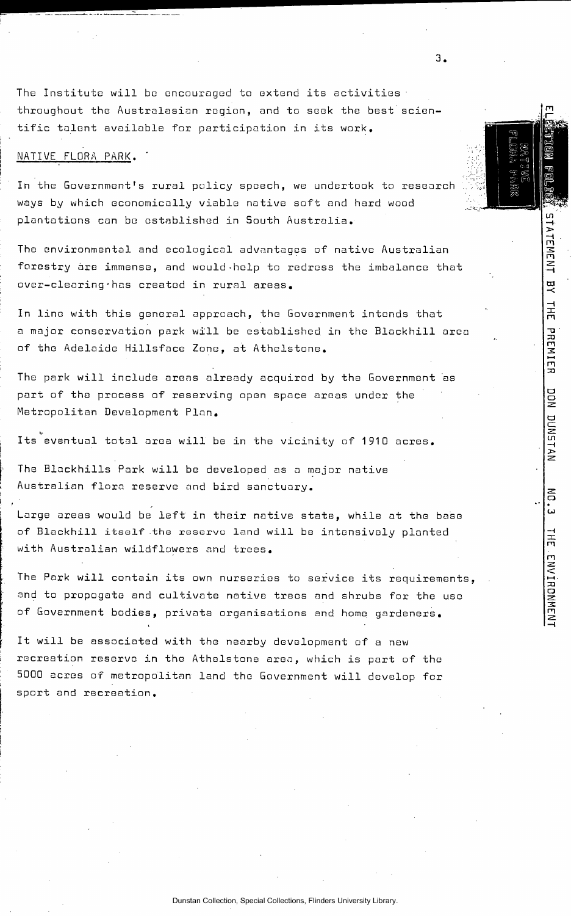The Institute will be encouraged to extend its activities throughout the Australasian region, and to seek the best scientific talent available for participation in its work.

## NATIVE FLORA PARK.

In the Government's rural policy speech, we undertook to research ways by which economically viable native soft and hard wood plantations can be established in South Australia.

The environmental and ecological advantages of native Australian forestry are immense, and would help to redress the imbalance that over-clearing has created in rural areas.

In line with this general approach, the Government intends that a major conservation park will be established in the Blackhill area of the Adelaide Hillsface Zone, at Athelstone.

The park will include areas already acquired by the Government as part of the process of reserving open space areas under the Metropolitan Development Plan.

Its eventual total area will be in the vicinity of 1910 acres.

The Blackhills Park will be developed as a major native Australian flora reserve and bird sanctuary.

Large areas would be left in their native state, while at the base of Blackhill itself the reserve land will be intensively planted with Australian wildflowers and trees.

The Park will contain its own nurseries to service its requirements, and to propogate and cultivate native trees and shrubs for the use of Government bodies, private organisations and home gardeners.

It will be associated with the nearby development of a new recreation reserve in the Athelstone area, which is part of the 5000 acres of metropolitan land the Government will develop for sport and recreation.